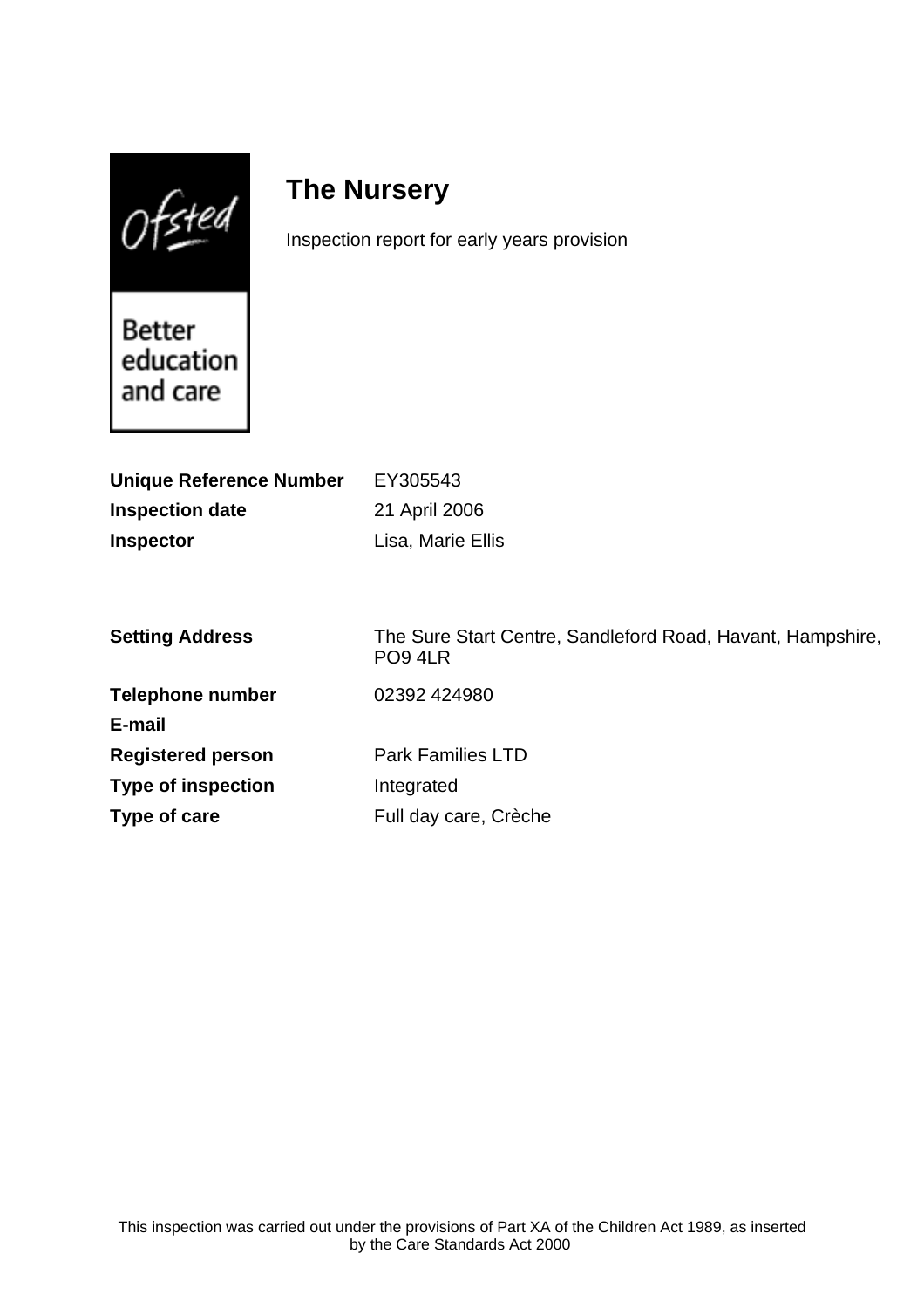# The Nursery

Inspection report for early years provision

| | |
|---|---|
| **Unique Reference Number** | EY305543 |
| **Inspection date** | 21 April 2006 |
| **Inspector** | Lisa, Marie Ellis |

| | |
|---|---|
| **Setting Address** | The Sure Start Centre, Sandleford Road, Havant, Hampshire, PO9 4LR |
| **Telephone number** | 02392 424980 |
| **E-mail** | |
| **Registered person** | Park Families LTD |
| **Type of inspection** | Integrated |
| **Type of care** | Full day care, Crèche |

This inspection was carried out under the provisions of Part XA of the Children Act 1989, as inserted by the Care Standards Act 2000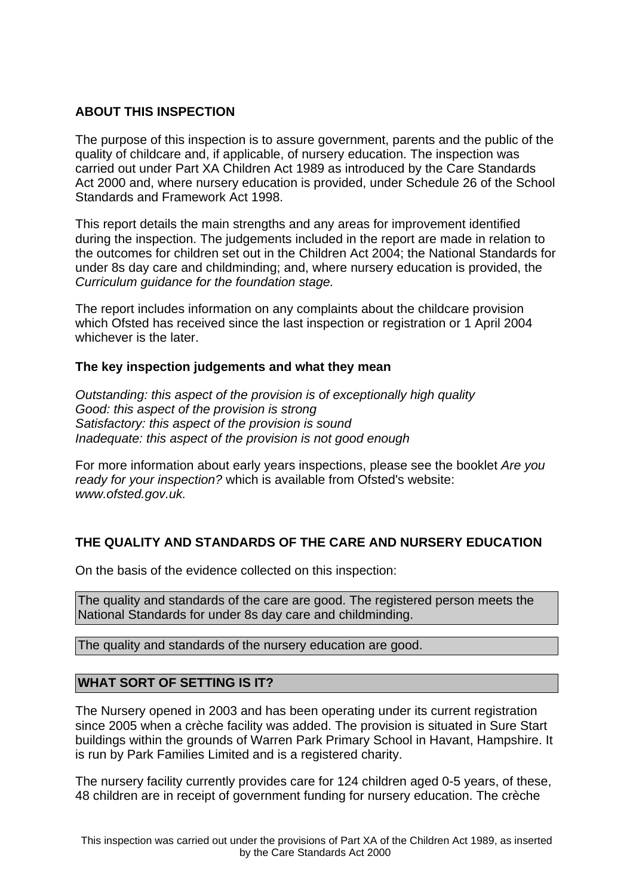## ABOUT THIS INSPECTION

The purpose of this inspection is to assure government, parents and the public of the quality of childcare and, if applicable, of nursery education. The inspection was carried out under Part XA Children Act 1989 as introduced by the Care Standards Act 2000 and, where nursery education is provided, under Schedule 26 of the School Standards and Framework Act 1998.

This report details the main strengths and any areas for improvement identified during the inspection. The judgements included in the report are made in relation to the outcomes for children set out in the Children Act 2004; the National Standards for under 8s day care and childminding; and, where nursery education is provided, the *Curriculum guidance for the foundation stage.*

The report includes information on any complaints about the childcare provision which Ofsted has received since the last inspection or registration or 1 April 2004 whichever is the later.

### The key inspection judgements and what they mean

*Outstanding: this aspect of the provision is of exceptionally high quality*
*Good: this aspect of the provision is strong*
*Satisfactory: this aspect of the provision is sound*
*Inadequate: this aspect of the provision is not good enough*

For more information about early years inspections, please see the booklet *Are you ready for your inspection?* which is available from Ofsted's website: *www.ofsted.gov.uk.*

## THE QUALITY AND STANDARDS OF THE CARE AND NURSERY EDUCATION

On the basis of the evidence collected on this inspection:

The quality and standards of the care are good. The registered person meets the National Standards for under 8s day care and childminding.

The quality and standards of the nursery education are good.

## WHAT SORT OF SETTING IS IT?

The Nursery opened in 2003 and has been operating under its current registration since 2005 when a crèche facility was added. The provision is situated in Sure Start buildings within the grounds of Warren Park Primary School in Havant, Hampshire. It is run by Park Families Limited and is a registered charity.

The nursery facility currently provides care for 124 children aged 0-5 years, of these, 48 children are in receipt of government funding for nursery education. The crèche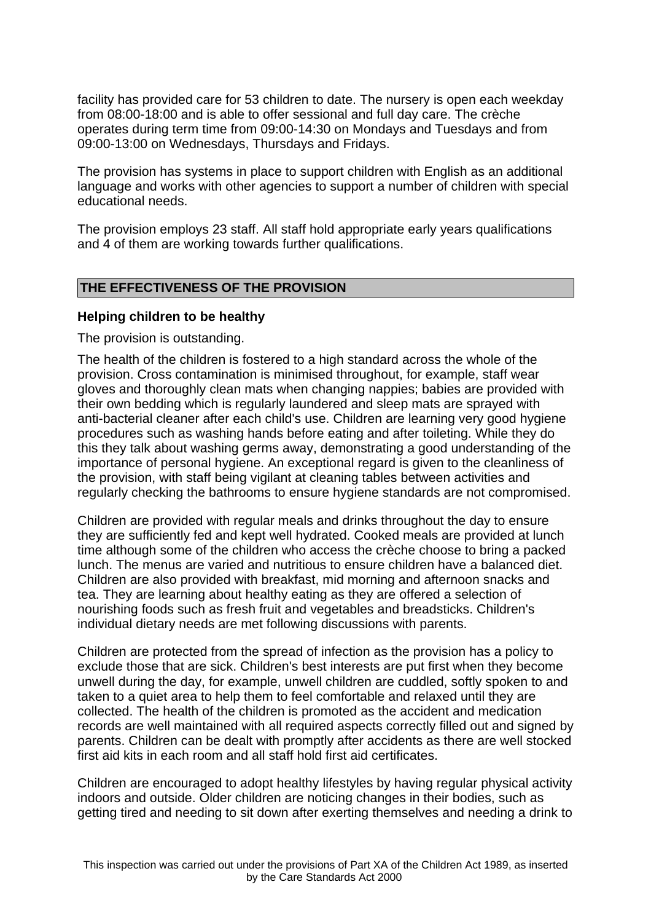facility has provided care for 53 children to date. The nursery is open each weekday from 08:00-18:00 and is able to offer sessional and full day care. The crèche operates during term time from 09:00-14:30 on Mondays and Tuesdays and from 09:00-13:00 on Wednesdays, Thursdays and Fridays.

The provision has systems in place to support children with English as an additional language and works with other agencies to support a number of children with special educational needs.

The provision employs 23 staff. All staff hold appropriate early years qualifications and 4 of them are working towards further qualifications.

## THE EFFECTIVENESS OF THE PROVISION

### Helping children to be healthy

The provision is outstanding.

The health of the children is fostered to a high standard across the whole of the provision. Cross contamination is minimised throughout, for example, staff wear gloves and thoroughly clean mats when changing nappies; babies are provided with their own bedding which is regularly laundered and sleep mats are sprayed with anti-bacterial cleaner after each child's use. Children are learning very good hygiene procedures such as washing hands before eating and after toileting. While they do this they talk about washing germs away, demonstrating a good understanding of the importance of personal hygiene. An exceptional regard is given to the cleanliness of the provision, with staff being vigilant at cleaning tables between activities and regularly checking the bathrooms to ensure hygiene standards are not compromised.

Children are provided with regular meals and drinks throughout the day to ensure they are sufficiently fed and kept well hydrated. Cooked meals are provided at lunch time although some of the children who access the crèche choose to bring a packed lunch. The menus are varied and nutritious to ensure children have a balanced diet. Children are also provided with breakfast, mid morning and afternoon snacks and tea. They are learning about healthy eating as they are offered a selection of nourishing foods such as fresh fruit and vegetables and breadsticks. Children's individual dietary needs are met following discussions with parents.

Children are protected from the spread of infection as the provision has a policy to exclude those that are sick. Children's best interests are put first when they become unwell during the day, for example, unwell children are cuddled, softly spoken to and taken to a quiet area to help them to feel comfortable and relaxed until they are collected. The health of the children is promoted as the accident and medication records are well maintained with all required aspects correctly filled out and signed by parents. Children can be dealt with promptly after accidents as there are well stocked first aid kits in each room and all staff hold first aid certificates.

Children are encouraged to adopt healthy lifestyles by having regular physical activity indoors and outside. Older children are noticing changes in their bodies, such as getting tired and needing to sit down after exerting themselves and needing a drink to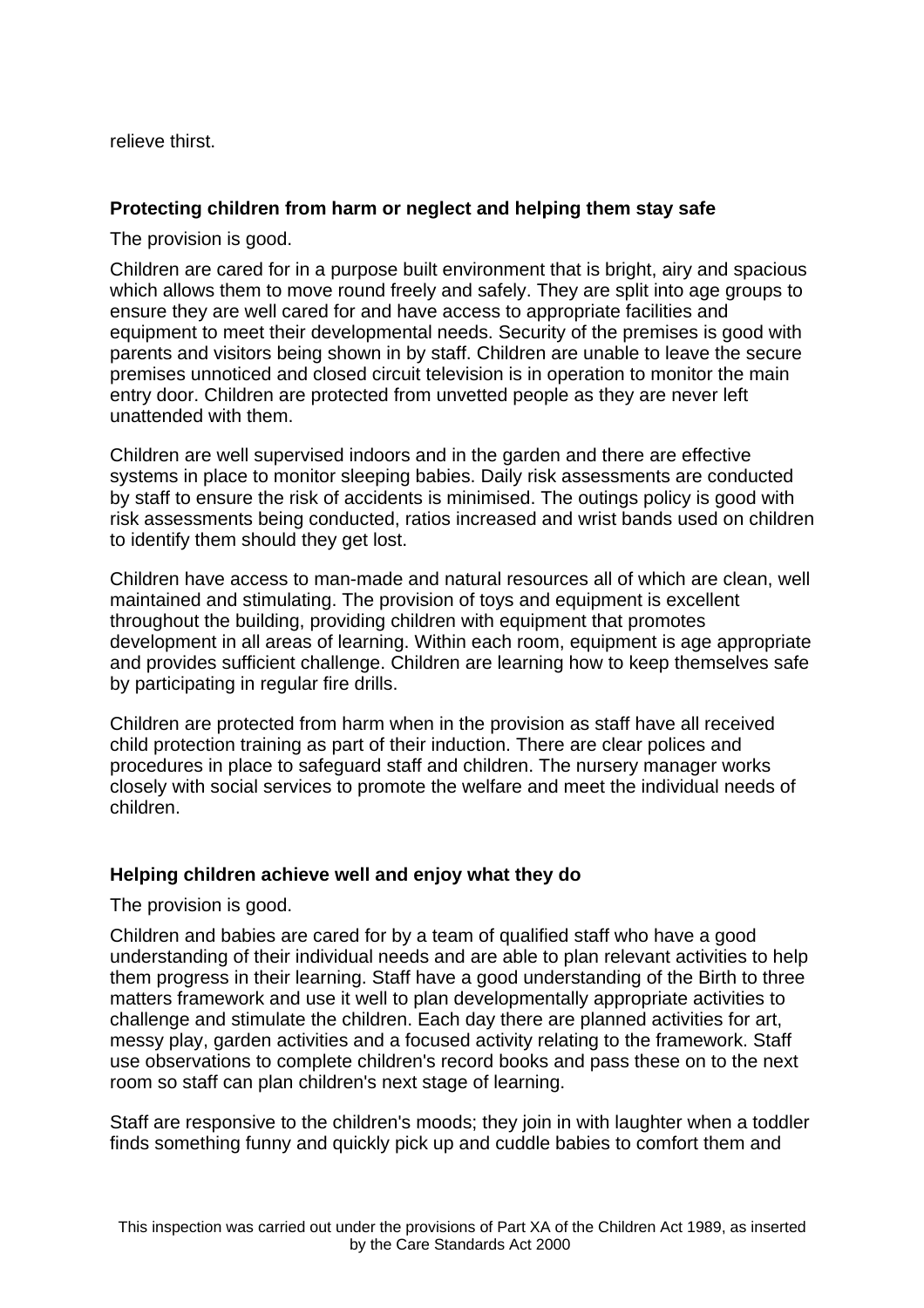relieve thirst.

### Protecting children from harm or neglect and helping them stay safe

The provision is good.

Children are cared for in a purpose built environment that is bright, airy and spacious which allows them to move round freely and safely. They are split into age groups to ensure they are well cared for and have access to appropriate facilities and equipment to meet their developmental needs. Security of the premises is good with parents and visitors being shown in by staff. Children are unable to leave the secure premises unnoticed and closed circuit television is in operation to monitor the main entry door. Children are protected from unvetted people as they are never left unattended with them.

Children are well supervised indoors and in the garden and there are effective systems in place to monitor sleeping babies. Daily risk assessments are conducted by staff to ensure the risk of accidents is minimised. The outings policy is good with risk assessments being conducted, ratios increased and wrist bands used on children to identify them should they get lost.

Children have access to man-made and natural resources all of which are clean, well maintained and stimulating. The provision of toys and equipment is excellent throughout the building, providing children with equipment that promotes development in all areas of learning. Within each room, equipment is age appropriate and provides sufficient challenge. Children are learning how to keep themselves safe by participating in regular fire drills.

Children are protected from harm when in the provision as staff have all received child protection training as part of their induction. There are clear polices and procedures in place to safeguard staff and children. The nursery manager works closely with social services to promote the welfare and meet the individual needs of children.

### Helping children achieve well and enjoy what they do

The provision is good.

Children and babies are cared for by a team of qualified staff who have a good understanding of their individual needs and are able to plan relevant activities to help them progress in their learning. Staff have a good understanding of the Birth to three matters framework and use it well to plan developmentally appropriate activities to challenge and stimulate the children. Each day there are planned activities for art, messy play, garden activities and a focused activity relating to the framework. Staff use observations to complete children's record books and pass these on to the next room so staff can plan children's next stage of learning.

Staff are responsive to the children's moods; they join in with laughter when a toddler finds something funny and quickly pick up and cuddle babies to comfort them and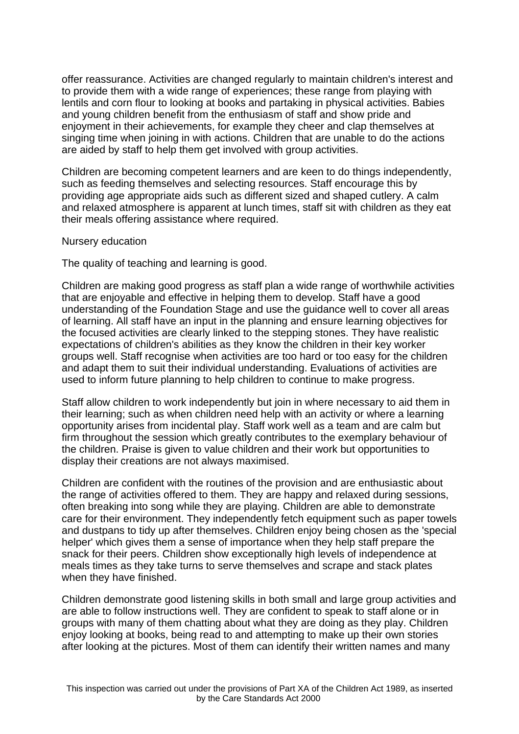offer reassurance. Activities are changed regularly to maintain children's interest and to provide them with a wide range of experiences; these range from playing with lentils and corn flour to looking at books and partaking in physical activities. Babies and young children benefit from the enthusiasm of staff and show pride and enjoyment in their achievements, for example they cheer and clap themselves at singing time when joining in with actions. Children that are unable to do the actions are aided by staff to help them get involved with group activities.

Children are becoming competent learners and are keen to do things independently, such as feeding themselves and selecting resources. Staff encourage this by providing age appropriate aids such as different sized and shaped cutlery. A calm and relaxed atmosphere is apparent at lunch times, staff sit with children as they eat their meals offering assistance where required.

Nursery education

The quality of teaching and learning is good.

Children are making good progress as staff plan a wide range of worthwhile activities that are enjoyable and effective in helping them to develop. Staff have a good understanding of the Foundation Stage and use the guidance well to cover all areas of learning. All staff have an input in the planning and ensure learning objectives for the focused activities are clearly linked to the stepping stones. They have realistic expectations of children's abilities as they know the children in their key worker groups well. Staff recognise when activities are too hard or too easy for the children and adapt them to suit their individual understanding. Evaluations of activities are used to inform future planning to help children to continue to make progress.

Staff allow children to work independently but join in where necessary to aid them in their learning; such as when children need help with an activity or where a learning opportunity arises from incidental play. Staff work well as a team and are calm but firm throughout the session which greatly contributes to the exemplary behaviour of the children. Praise is given to value children and their work but opportunities to display their creations are not always maximised.

Children are confident with the routines of the provision and are enthusiastic about the range of activities offered to them. They are happy and relaxed during sessions, often breaking into song while they are playing. Children are able to demonstrate care for their environment. They independently fetch equipment such as paper towels and dustpans to tidy up after themselves. Children enjoy being chosen as the 'special helper' which gives them a sense of importance when they help staff prepare the snack for their peers. Children show exceptionally high levels of independence at meals times as they take turns to serve themselves and scrape and stack plates when they have finished.

Children demonstrate good listening skills in both small and large group activities and are able to follow instructions well. They are confident to speak to staff alone or in groups with many of them chatting about what they are doing as they play. Children enjoy looking at books, being read to and attempting to make up their own stories after looking at the pictures. Most of them can identify their written names and many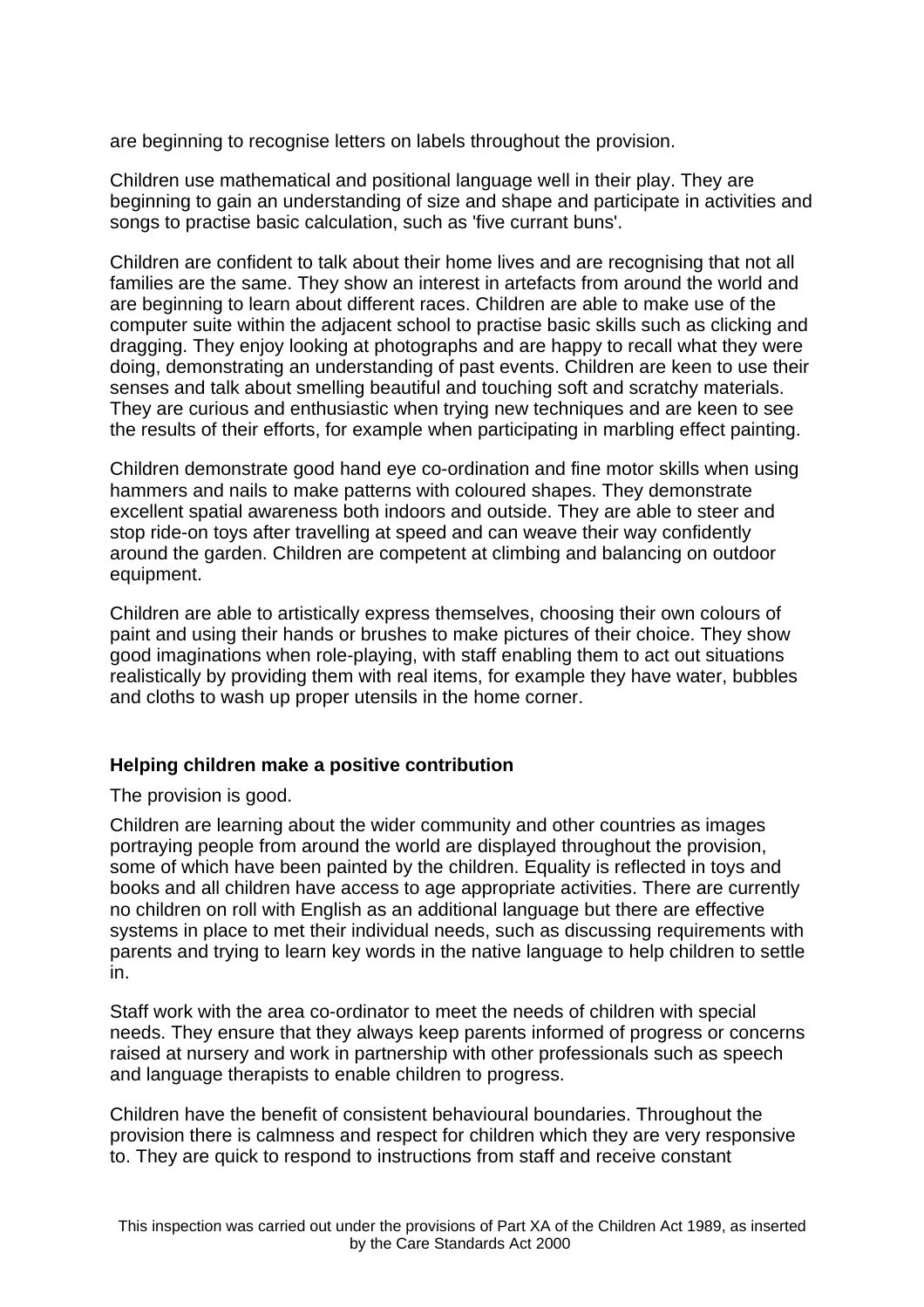are beginning to recognise letters on labels throughout the provision.

Children use mathematical and positional language well in their play. They are beginning to gain an understanding of size and shape and participate in activities and songs to practise basic calculation, such as 'five currant buns'.

Children are confident to talk about their home lives and are recognising that not all families are the same. They show an interest in artefacts from around the world and are beginning to learn about different races. Children are able to make use of the computer suite within the adjacent school to practise basic skills such as clicking and dragging. They enjoy looking at photographs and are happy to recall what they were doing, demonstrating an understanding of past events. Children are keen to use their senses and talk about smelling beautiful and touching soft and scratchy materials. They are curious and enthusiastic when trying new techniques and are keen to see the results of their efforts, for example when participating in marbling effect painting.

Children demonstrate good hand eye co-ordination and fine motor skills when using hammers and nails to make patterns with coloured shapes. They demonstrate excellent spatial awareness both indoors and outside. They are able to steer and stop ride-on toys after travelling at speed and can weave their way confidently around the garden. Children are competent at climbing and balancing on outdoor equipment.

Children are able to artistically express themselves, choosing their own colours of paint and using their hands or brushes to make pictures of their choice. They show good imaginations when role-playing, with staff enabling them to act out situations realistically by providing them with real items, for example they have water, bubbles and cloths to wash up proper utensils in the home corner.

**Helping children make a positive contribution**

The provision is good.

Children are learning about the wider community and other countries as images portraying people from around the world are displayed throughout the provision, some of which have been painted by the children. Equality is reflected in toys and books and all children have access to age appropriate activities. There are currently no children on roll with English as an additional language but there are effective systems in place to met their individual needs, such as discussing requirements with parents and trying to learn key words in the native language to help children to settle in.

Staff work with the area co-ordinator to meet the needs of children with special needs. They ensure that they always keep parents informed of progress or concerns raised at nursery and work in partnership with other professionals such as speech and language therapists to enable children to progress.

Children have the benefit of consistent behavioural boundaries. Throughout the provision there is calmness and respect for children which they are very responsive to. They are quick to respond to instructions from staff and receive constant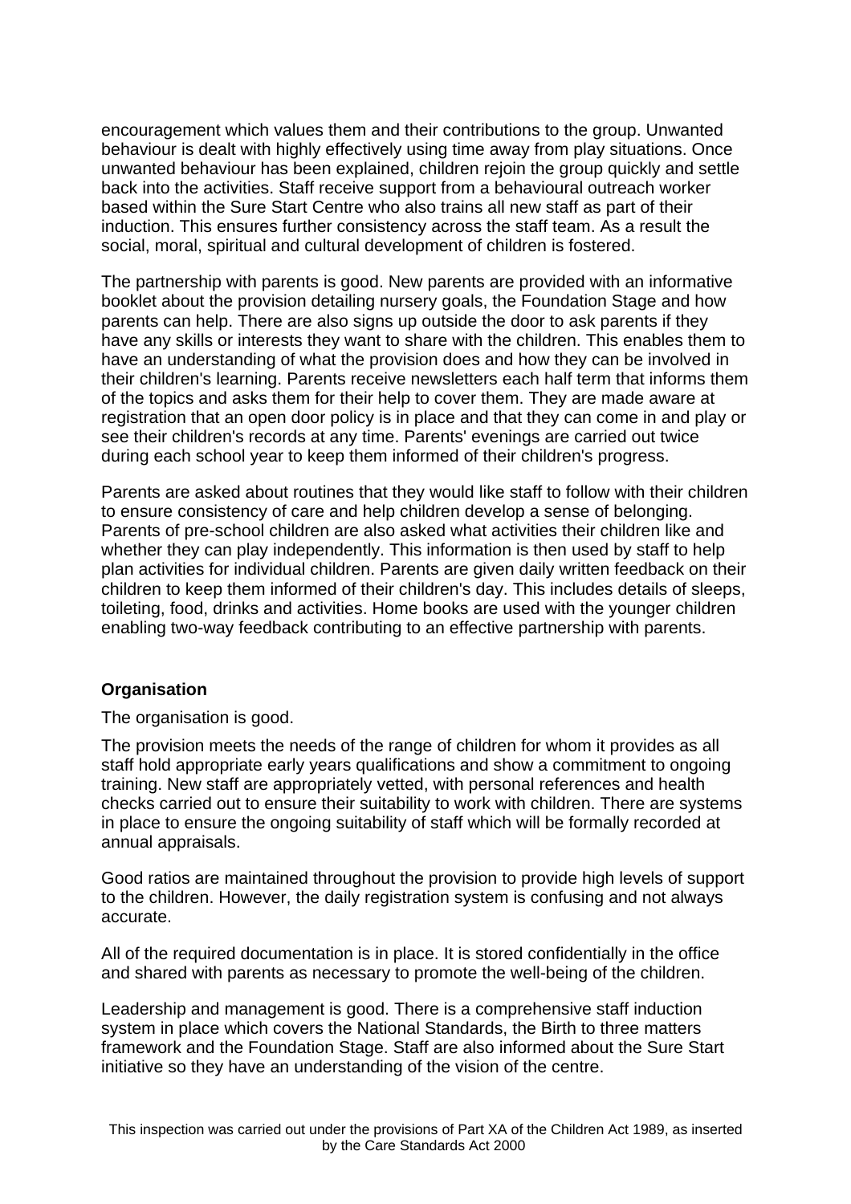encouragement which values them and their contributions to the group. Unwanted behaviour is dealt with highly effectively using time away from play situations. Once unwanted behaviour has been explained, children rejoin the group quickly and settle back into the activities. Staff receive support from a behavioural outreach worker based within the Sure Start Centre who also trains all new staff as part of their induction. This ensures further consistency across the staff team. As a result the social, moral, spiritual and cultural development of children is fostered.

The partnership with parents is good. New parents are provided with an informative booklet about the provision detailing nursery goals, the Foundation Stage and how parents can help. There are also signs up outside the door to ask parents if they have any skills or interests they want to share with the children. This enables them to have an understanding of what the provision does and how they can be involved in their children's learning. Parents receive newsletters each half term that informs them of the topics and asks them for their help to cover them. They are made aware at registration that an open door policy is in place and that they can come in and play or see their children's records at any time. Parents' evenings are carried out twice during each school year to keep them informed of their children's progress.

Parents are asked about routines that they would like staff to follow with their children to ensure consistency of care and help children develop a sense of belonging. Parents of pre-school children are also asked what activities their children like and whether they can play independently. This information is then used by staff to help plan activities for individual children. Parents are given daily written feedback on their children to keep them informed of their children's day. This includes details of sleeps, toileting, food, drinks and activities. Home books are used with the younger children enabling two-way feedback contributing to an effective partnership with parents.

**Organisation**

The organisation is good.

The provision meets the needs of the range of children for whom it provides as all staff hold appropriate early years qualifications and show a commitment to ongoing training. New staff are appropriately vetted, with personal references and health checks carried out to ensure their suitability to work with children. There are systems in place to ensure the ongoing suitability of staff which will be formally recorded at annual appraisals.

Good ratios are maintained throughout the provision to provide high levels of support to the children. However, the daily registration system is confusing and not always accurate.

All of the required documentation is in place. It is stored confidentially in the office and shared with parents as necessary to promote the well-being of the children.

Leadership and management is good. There is a comprehensive staff induction system in place which covers the National Standards, the Birth to three matters framework and the Foundation Stage. Staff are also informed about the Sure Start initiative so they have an understanding of the vision of the centre.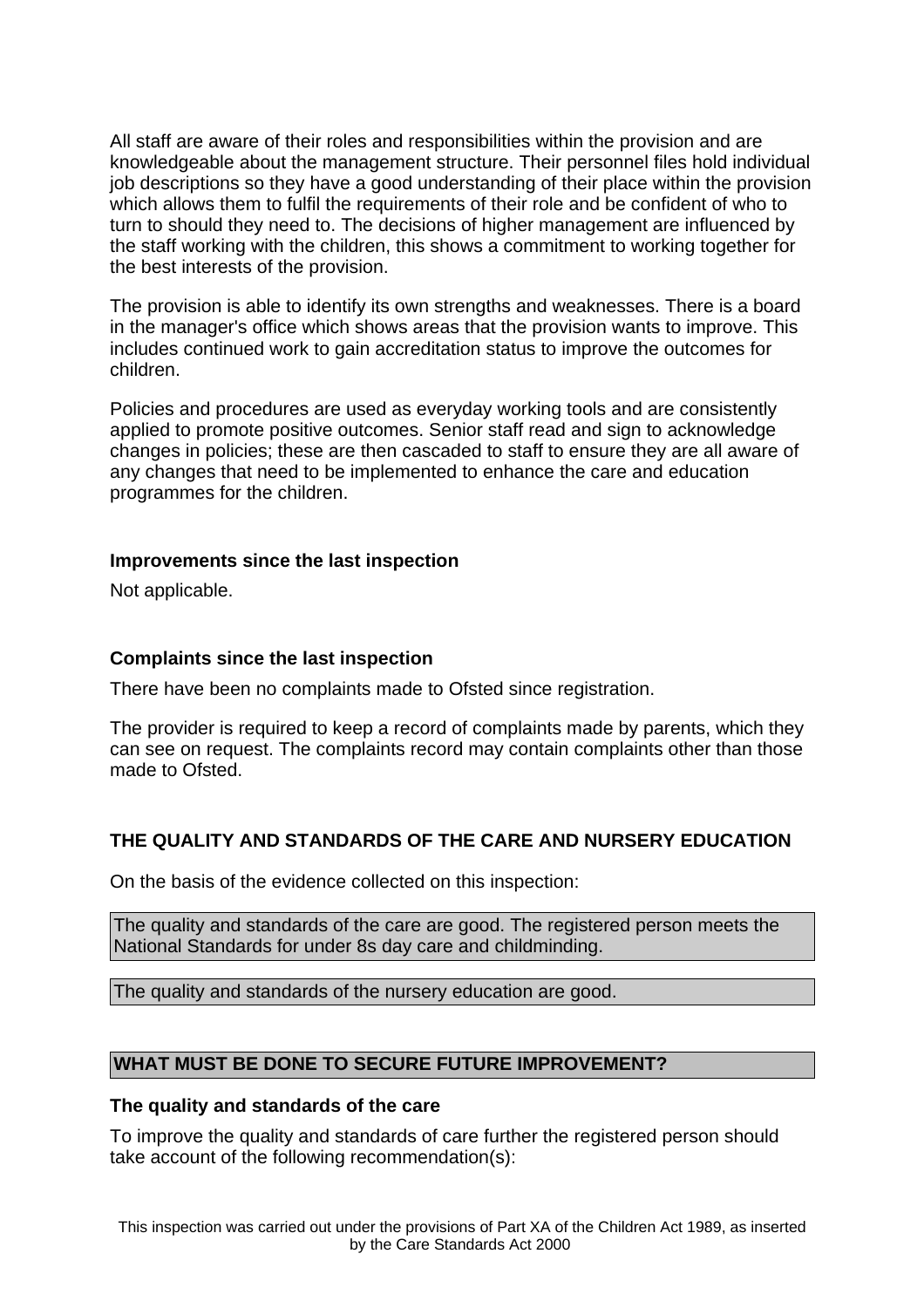All staff are aware of their roles and responsibilities within the provision and are knowledgeable about the management structure. Their personnel files hold individual job descriptions so they have a good understanding of their place within the provision which allows them to fulfil the requirements of their role and be confident of who to turn to should they need to. The decisions of higher management are influenced by the staff working with the children, this shows a commitment to working together for the best interests of the provision.

The provision is able to identify its own strengths and weaknesses. There is a board in the manager's office which shows areas that the provision wants to improve. This includes continued work to gain accreditation status to improve the outcomes for children.

Policies and procedures are used as everyday working tools and are consistently applied to promote positive outcomes. Senior staff read and sign to acknowledge changes in policies; these are then cascaded to staff to ensure they are all aware of any changes that need to be implemented to enhance the care and education programmes for the children.

**Improvements since the last inspection**

Not applicable.

**Complaints since the last inspection**

There have been no complaints made to Ofsted since registration.

The provider is required to keep a record of complaints made by parents, which they can see on request. The complaints record may contain complaints other than those made to Ofsted.

## THE QUALITY AND STANDARDS OF THE CARE AND NURSERY EDUCATION

On the basis of the evidence collected on this inspection:

The quality and standards of the care are good. The registered person meets the National Standards for under 8s day care and childminding.

The quality and standards of the nursery education are good.

## WHAT MUST BE DONE TO SECURE FUTURE IMPROVEMENT?

**The quality and standards of the care**

To improve the quality and standards of care further the registered person should take account of the following recommendation(s):

This inspection was carried out under the provisions of Part XA of the Children Act 1989, as inserted by the Care Standards Act 2000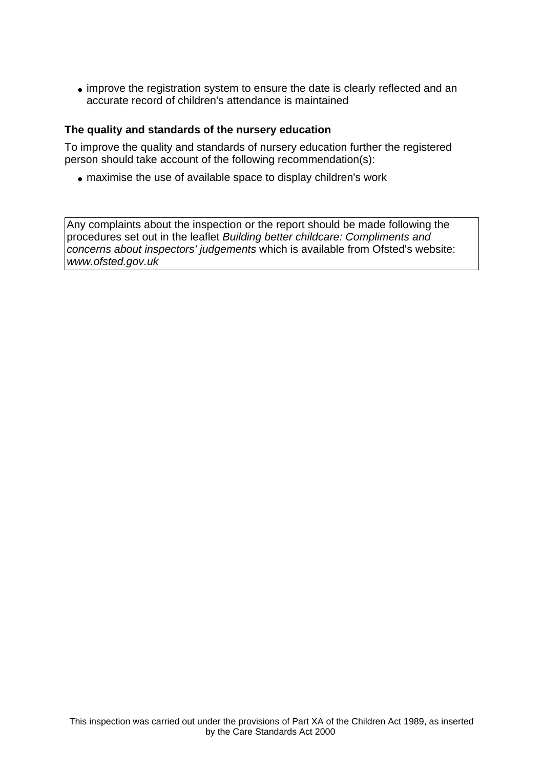- improve the registration system to ensure the date is clearly reflected and an accurate record of children's attendance is maintained

**The quality and standards of the nursery education**

To improve the quality and standards of nursery education further the registered person should take account of the following recommendation(s):

- maximise the use of available space to display children's work

Any complaints about the inspection or the report should be made following the procedures set out in the leaflet *Building better childcare: Compliments and concerns about inspectors' judgements* which is available from Ofsted's website: *www.ofsted.gov.uk*

This inspection was carried out under the provisions of Part XA of the Children Act 1989, as inserted by the Care Standards Act 2000